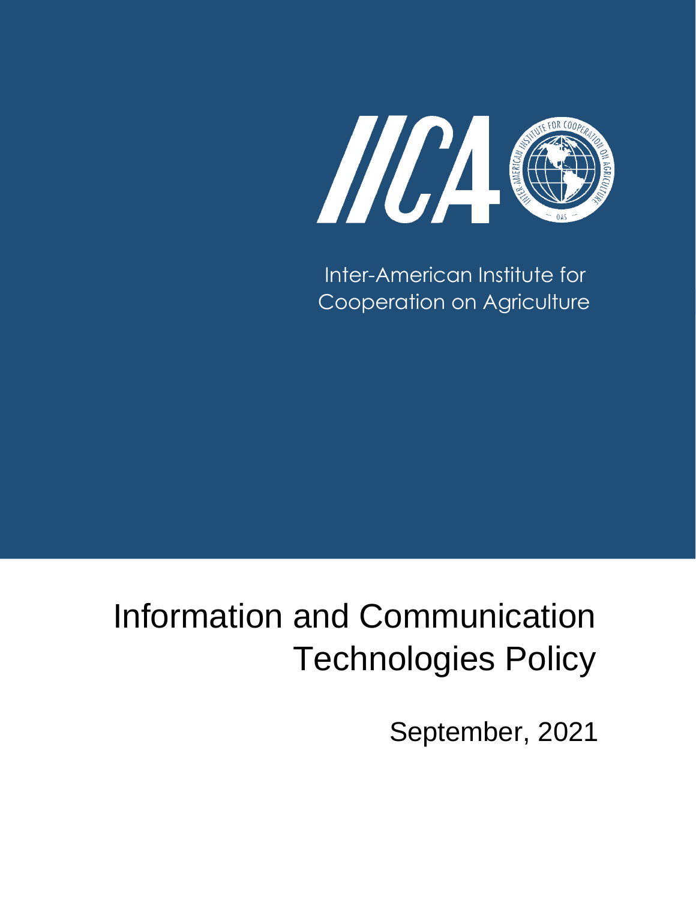Inter-American Institute for Cooperation on Agriculture

# Information and Communication Technologies Policy

September, 2021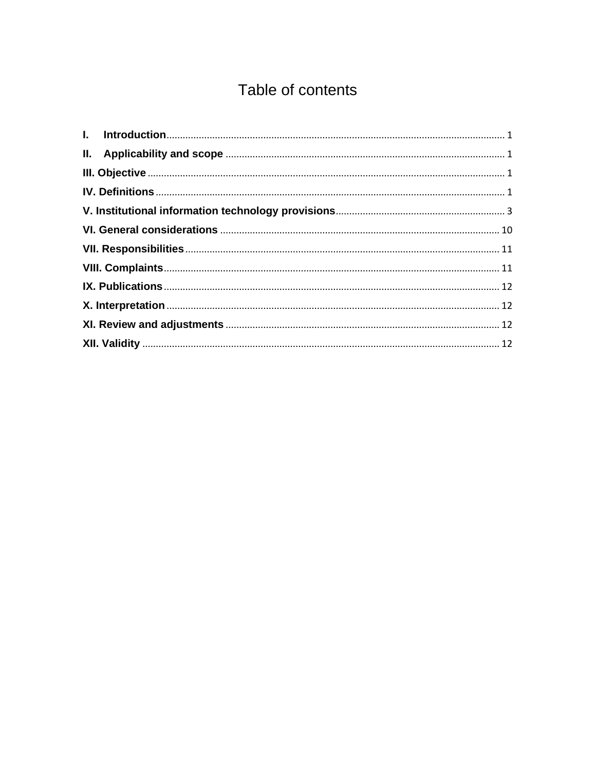# Table of contents

I. Introduction ........ 1

II. Applicability and scope ........ 1

III. Objective ........ 1

IV. Definitions ........ 1

V. Institutional information technology provisions ........ 3

VI. General considerations ........ 10

VII. Responsibilities ........ 11

VIII. Complaints ........ 11

IX. Publications ........ 12

X. Interpretation ........ 12

XI. Review and adjustments ........ 12

XII. Validity ........ 12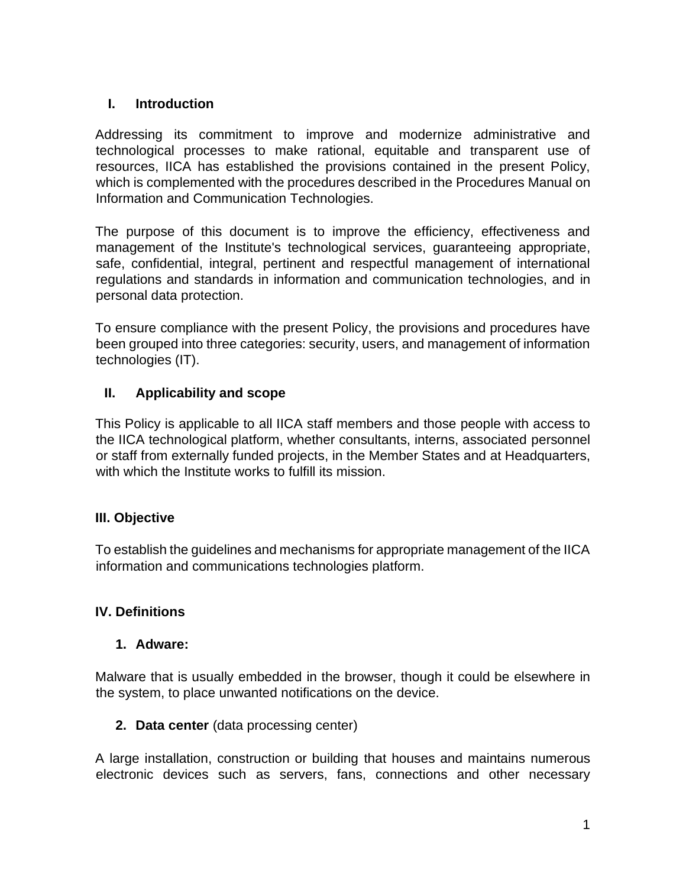## I. Introduction

Addressing its commitment to improve and modernize administrative and technological processes to make rational, equitable and transparent use of resources, IICA has established the provisions contained in the present Policy, which is complemented with the procedures described in the Procedures Manual on Information and Communication Technologies.

The purpose of this document is to improve the efficiency, effectiveness and management of the Institute's technological services, guaranteeing appropriate, safe, confidential, integral, pertinent and respectful management of international regulations and standards in information and communication technologies, and in personal data protection.

To ensure compliance with the present Policy, the provisions and procedures have been grouped into three categories: security, users, and management of information technologies (IT).

## II. Applicability and scope

This Policy is applicable to all IICA staff members and those people with access to the IICA technological platform, whether consultants, interns, associated personnel or staff from externally funded projects, in the Member States and at Headquarters, with which the Institute works to fulfill its mission.

## III. Objective

To establish the guidelines and mechanisms for appropriate management of the IICA information and communications technologies platform.

## IV. Definitions

### 1. Adware:

Malware that is usually embedded in the browser, though it could be elsewhere in the system, to place unwanted notifications on the device.

### 2. Data center (data processing center)

A large installation, construction or building that houses and maintains numerous electronic devices such as servers, fans, connections and other necessary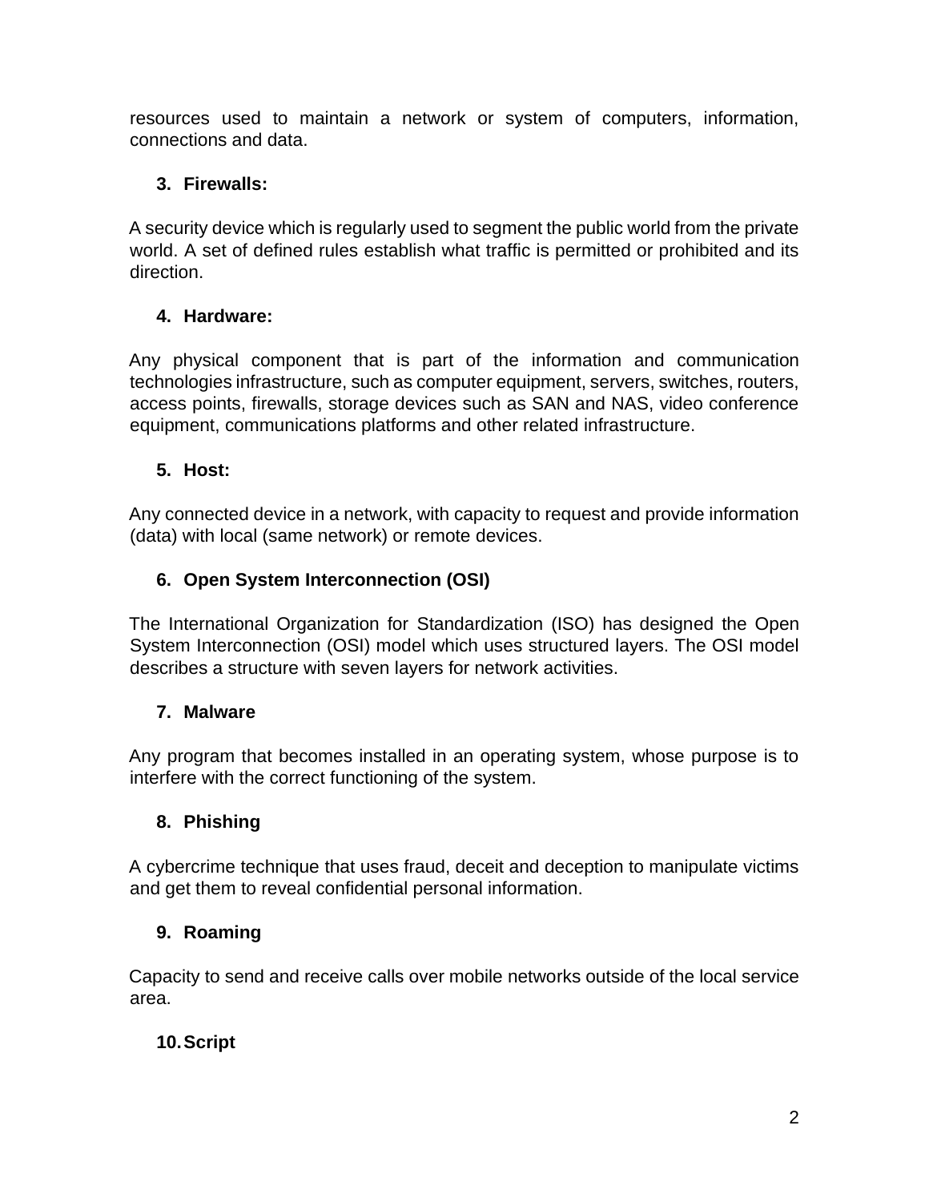resources used to maintain a network or system of computers, information, connections and data.

3. **Firewalls:**

A security device which is regularly used to segment the public world from the private world. A set of defined rules establish what traffic is permitted or prohibited and its direction.

4. **Hardware:**

Any physical component that is part of the information and communication technologies infrastructure, such as computer equipment, servers, switches, routers, access points, firewalls, storage devices such as SAN and NAS, video conference equipment, communications platforms and other related infrastructure.

5. **Host:**

Any connected device in a network, with capacity to request and provide information (data) with local (same network) or remote devices.

6. **Open System Interconnection (OSI)**

The International Organization for Standardization (ISO) has designed the Open System Interconnection (OSI) model which uses structured layers. The OSI model describes a structure with seven layers for network activities.

7. **Malware**

Any program that becomes installed in an operating system, whose purpose is to interfere with the correct functioning of the system.

8. **Phishing**

A cybercrime technique that uses fraud, deceit and deception to manipulate victims and get them to reveal confidential personal information.

9. **Roaming**

Capacity to send and receive calls over mobile networks outside of the local service area.

10. **Script**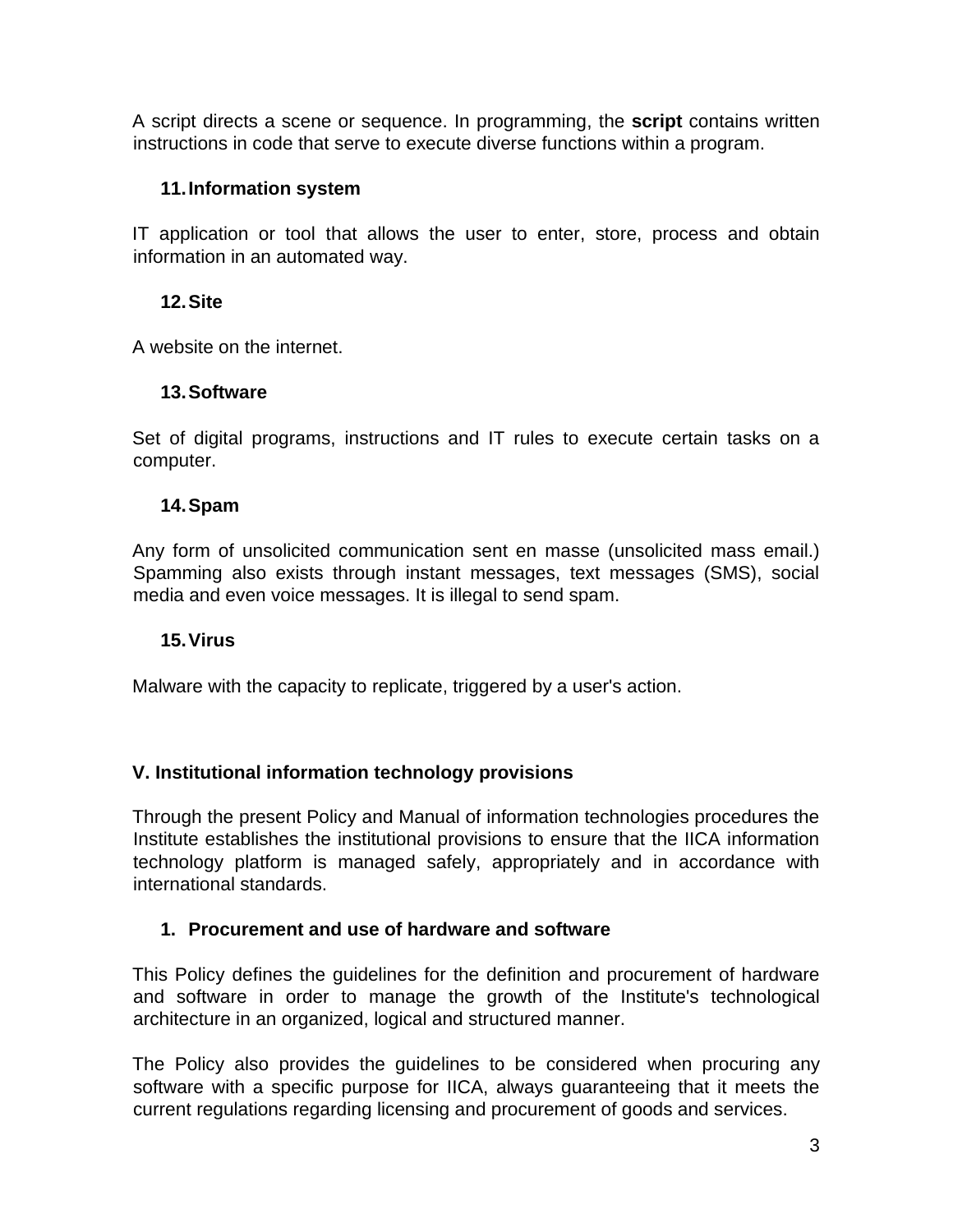A script directs a scene or sequence. In programming, the **script** contains written instructions in code that serve to execute diverse functions within a program.

### 11. Information system

IT application or tool that allows the user to enter, store, process and obtain information in an automated way.

### 12. Site

A website on the internet.

### 13. Software

Set of digital programs, instructions and IT rules to execute certain tasks on a computer.

### 14. Spam

Any form of unsolicited communication sent en masse (unsolicited mass email.) Spamming also exists through instant messages, text messages (SMS), social media and even voice messages. It is illegal to send spam.

### 15. Virus

Malware with the capacity to replicate, triggered by a user's action.

## V. Institutional information technology provisions

Through the present Policy and Manual of information technologies procedures the Institute establishes the institutional provisions to ensure that the IICA information technology platform is managed safely, appropriately and in accordance with international standards.

### 1. Procurement and use of hardware and software

This Policy defines the guidelines for the definition and procurement of hardware and software in order to manage the growth of the Institute's technological architecture in an organized, logical and structured manner.

The Policy also provides the guidelines to be considered when procuring any software with a specific purpose for IICA, always guaranteeing that it meets the current regulations regarding licensing and procurement of goods and services.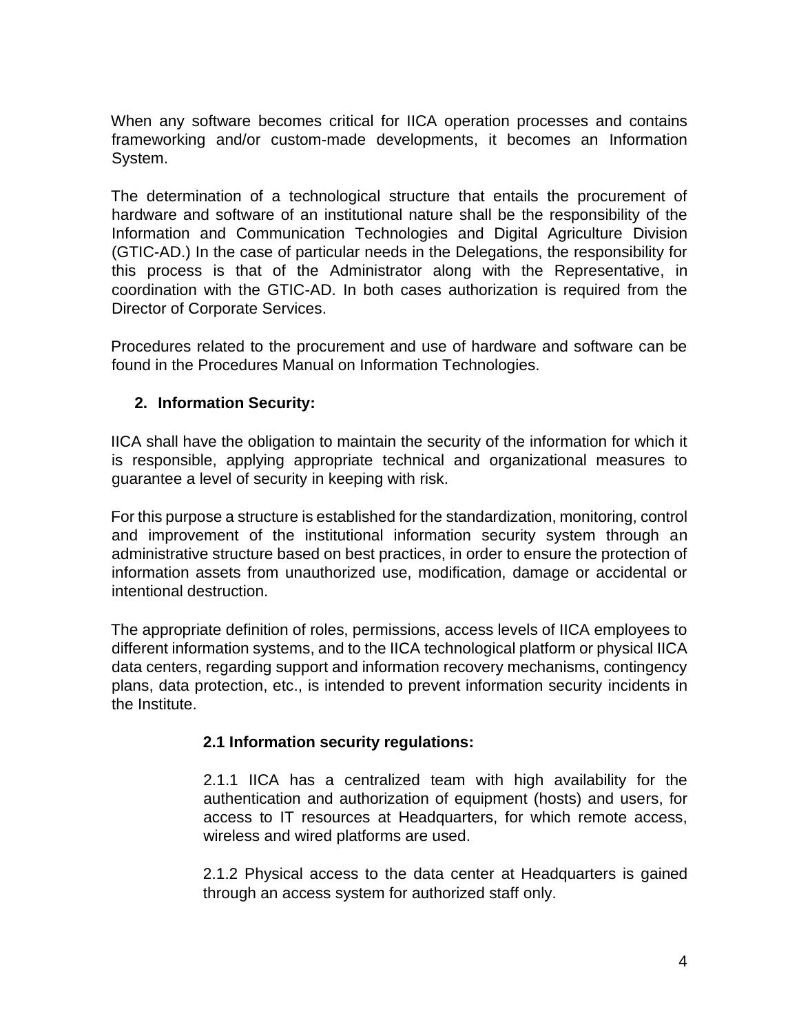When any software becomes critical for IICA operation processes and contains frameworking and/or custom-made developments, it becomes an Information System.

The determination of a technological structure that entails the procurement of hardware and software of an institutional nature shall be the responsibility of the Information and Communication Technologies and Digital Agriculture Division (GTIC-AD.) In the case of particular needs in the Delegations, the responsibility for this process is that of the Administrator along with the Representative, in coordination with the GTIC-AD. In both cases authorization is required from the Director of Corporate Services.

Procedures related to the procurement and use of hardware and software can be found in the Procedures Manual on Information Technologies.

## 2. Information Security:

IICA shall have the obligation to maintain the security of the information for which it is responsible, applying appropriate technical and organizational measures to guarantee a level of security in keeping with risk.

For this purpose a structure is established for the standardization, monitoring, control and improvement of the institutional information security system through an administrative structure based on best practices, in order to ensure the protection of information assets from unauthorized use, modification, damage or accidental or intentional destruction.

The appropriate definition of roles, permissions, access levels of IICA employees to different information systems, and to the IICA technological platform or physical IICA data centers, regarding support and information recovery mechanisms, contingency plans, data protection, etc., is intended to prevent information security incidents in the Institute.

### 2.1 Information security regulations:

2.1.1 IICA has a centralized team with high availability for the authentication and authorization of equipment (hosts) and users, for access to IT resources at Headquarters, for which remote access, wireless and wired platforms are used.

2.1.2 Physical access to the data center at Headquarters is gained through an access system for authorized staff only.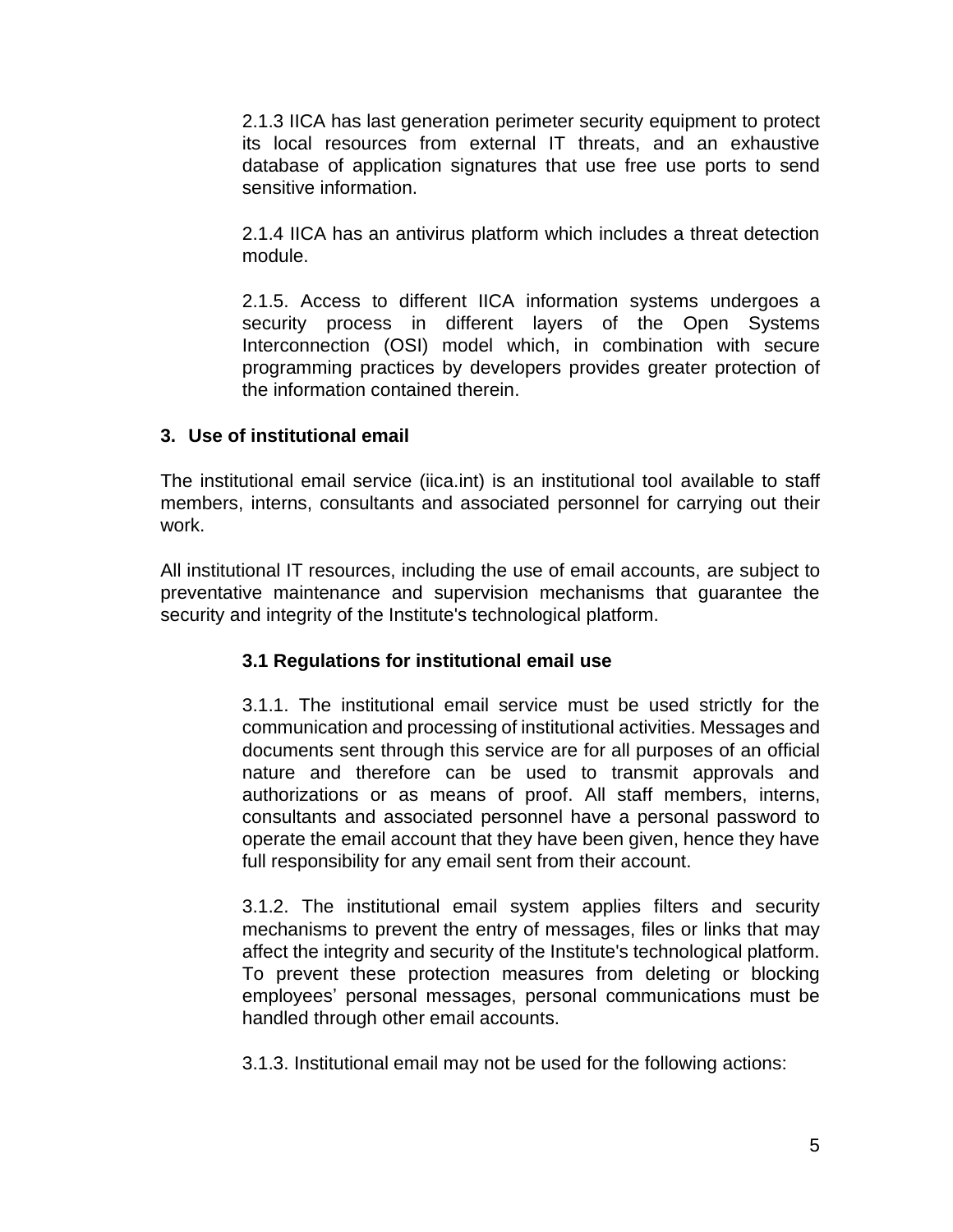2.1.3 IICA has last generation perimeter security equipment to protect its local resources from external IT threats, and an exhaustive database of application signatures that use free use ports to send sensitive information.

2.1.4 IICA has an antivirus platform which includes a threat detection module.

2.1.5. Access to different IICA information systems undergoes a security process in different layers of the Open Systems Interconnection (OSI) model which, in combination with secure programming practices by developers provides greater protection of the information contained therein.

## 3. Use of institutional email

The institutional email service (iica.int) is an institutional tool available to staff members, interns, consultants and associated personnel for carrying out their work.

All institutional IT resources, including the use of email accounts, are subject to preventative maintenance and supervision mechanisms that guarantee the security and integrity of the Institute's technological platform.

### 3.1 Regulations for institutional email use

3.1.1. The institutional email service must be used strictly for the communication and processing of institutional activities. Messages and documents sent through this service are for all purposes of an official nature and therefore can be used to transmit approvals and authorizations or as means of proof. All staff members, interns, consultants and associated personnel have a personal password to operate the email account that they have been given, hence they have full responsibility for any email sent from their account.

3.1.2. The institutional email system applies filters and security mechanisms to prevent the entry of messages, files or links that may affect the integrity and security of the Institute's technological platform. To prevent these protection measures from deleting or blocking employees' personal messages, personal communications must be handled through other email accounts.

3.1.3. Institutional email may not be used for the following actions: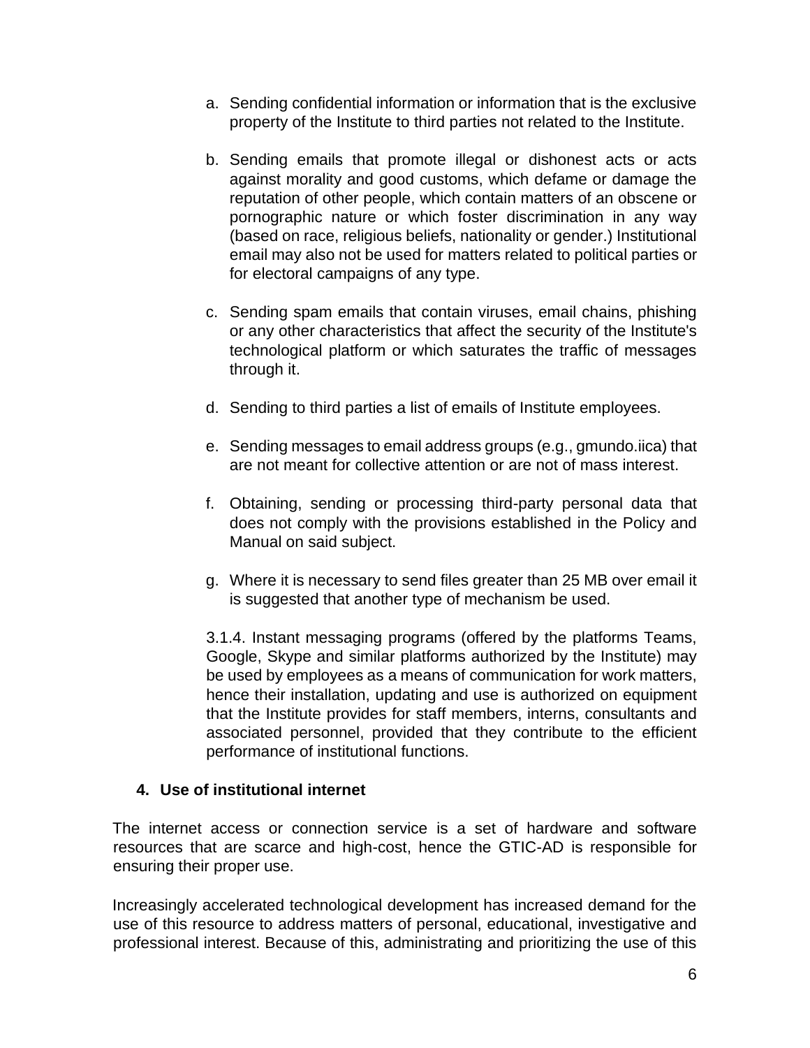a. Sending confidential information or information that is the exclusive property of the Institute to third parties not related to the Institute.

b. Sending emails that promote illegal or dishonest acts or acts against morality and good customs, which defame or damage the reputation of other people, which contain matters of an obscene or pornographic nature or which foster discrimination in any way (based on race, religious beliefs, nationality or gender.) Institutional email may also not be used for matters related to political parties or for electoral campaigns of any type.

c. Sending spam emails that contain viruses, email chains, phishing or any other characteristics that affect the security of the Institute's technological platform or which saturates the traffic of messages through it.

d. Sending to third parties a list of emails of Institute employees.

e. Sending messages to email address groups (e.g., gmundo.iica) that are not meant for collective attention or are not of mass interest.

f. Obtaining, sending or processing third-party personal data that does not comply with the provisions established in the Policy and Manual on said subject.

g. Where it is necessary to send files greater than 25 MB over email it is suggested that another type of mechanism be used.

3.1.4. Instant messaging programs (offered by the platforms Teams, Google, Skype and similar platforms authorized by the Institute) may be used by employees as a means of communication for work matters, hence their installation, updating and use is authorized on equipment that the Institute provides for staff members, interns, consultants and associated personnel, provided that they contribute to the efficient performance of institutional functions.

## 4. Use of institutional internet

The internet access or connection service is a set of hardware and software resources that are scarce and high-cost, hence the GTIC-AD is responsible for ensuring their proper use.

Increasingly accelerated technological development has increased demand for the use of this resource to address matters of personal, educational, investigative and professional interest. Because of this, administrating and prioritizing the use of this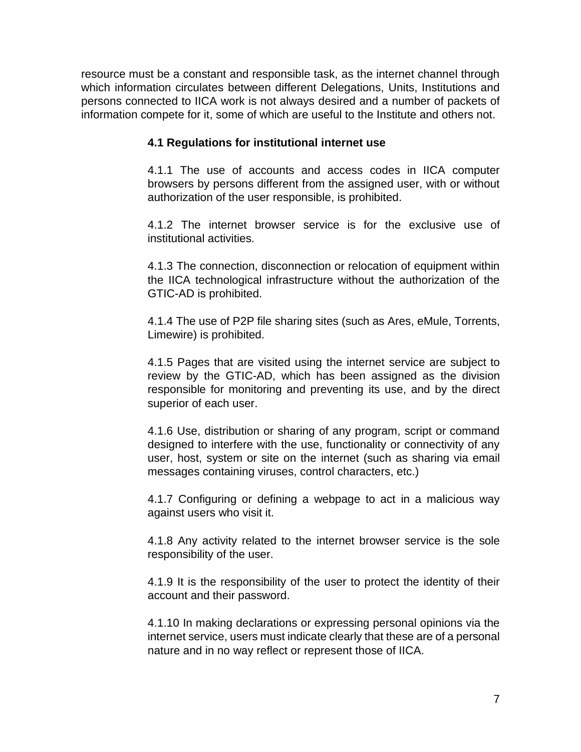resource must be a constant and responsible task, as the internet channel through which information circulates between different Delegations, Units, Institutions and persons connected to IICA work is not always desired and a number of packets of information compete for it, some of which are useful to the Institute and others not.

### 4.1 Regulations for institutional internet use

4.1.1 The use of accounts and access codes in IICA computer browsers by persons different from the assigned user, with or without authorization of the user responsible, is prohibited.

4.1.2 The internet browser service is for the exclusive use of institutional activities.

4.1.3 The connection, disconnection or relocation of equipment within the IICA technological infrastructure without the authorization of the GTIC-AD is prohibited.

4.1.4 The use of P2P file sharing sites (such as Ares, eMule, Torrents, Limewire) is prohibited.

4.1.5 Pages that are visited using the internet service are subject to review by the GTIC-AD, which has been assigned as the division responsible for monitoring and preventing its use, and by the direct superior of each user.

4.1.6 Use, distribution or sharing of any program, script or command designed to interfere with the use, functionality or connectivity of any user, host, system or site on the internet (such as sharing via email messages containing viruses, control characters, etc.)

4.1.7 Configuring or defining a webpage to act in a malicious way against users who visit it.

4.1.8 Any activity related to the internet browser service is the sole responsibility of the user.

4.1.9 It is the responsibility of the user to protect the identity of their account and their password.

4.1.10 In making declarations or expressing personal opinions via the internet service, users must indicate clearly that these are of a personal nature and in no way reflect or represent those of IICA.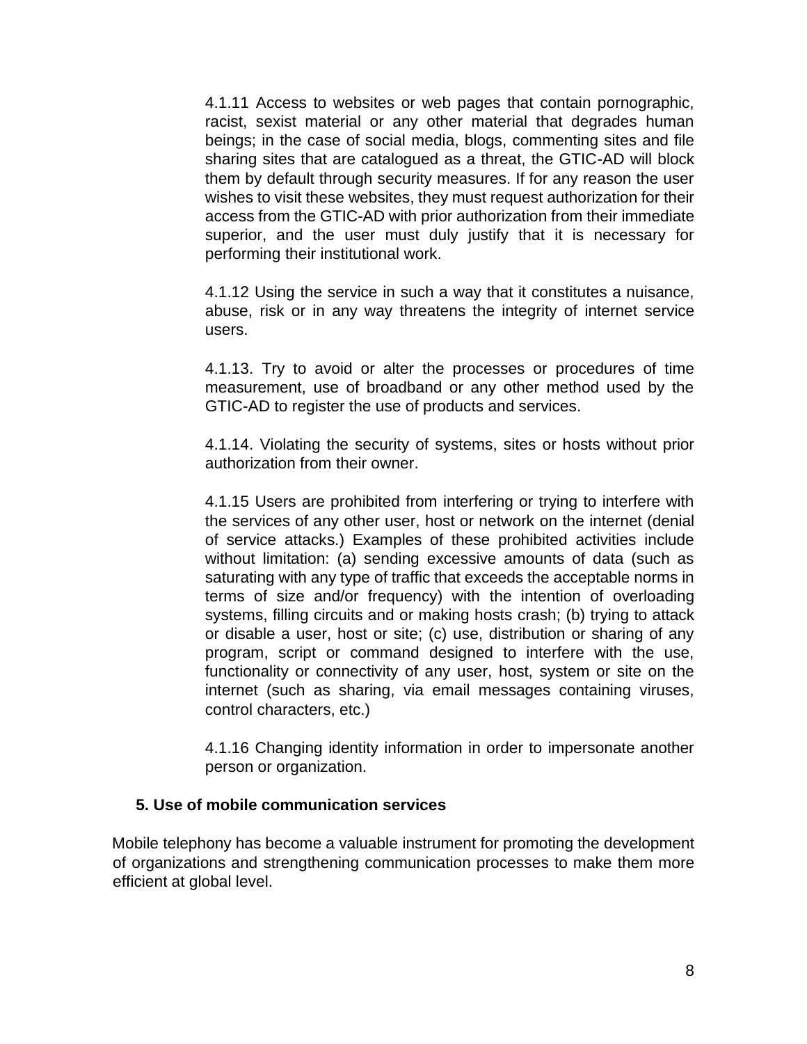4.1.11 Access to websites or web pages that contain pornographic, racist, sexist material or any other material that degrades human beings; in the case of social media, blogs, commenting sites and file sharing sites that are catalogued as a threat, the GTIC-AD will block them by default through security measures. If for any reason the user wishes to visit these websites, they must request authorization for their access from the GTIC-AD with prior authorization from their immediate superior, and the user must duly justify that it is necessary for performing their institutional work.

4.1.12 Using the service in such a way that it constitutes a nuisance, abuse, risk or in any way threatens the integrity of internet service users.

4.1.13. Try to avoid or alter the processes or procedures of time measurement, use of broadband or any other method used by the GTIC-AD to register the use of products and services.

4.1.14. Violating the security of systems, sites or hosts without prior authorization from their owner.

4.1.15 Users are prohibited from interfering or trying to interfere with the services of any other user, host or network on the internet (denial of service attacks.) Examples of these prohibited activities include without limitation: (a) sending excessive amounts of data (such as saturating with any type of traffic that exceeds the acceptable norms in terms of size and/or frequency) with the intention of overloading systems, filling circuits and or making hosts crash; (b) trying to attack or disable a user, host or site; (c) use, distribution or sharing of any program, script or command designed to interfere with the use, functionality or connectivity of any user, host, system or site on the internet (such as sharing, via email messages containing viruses, control characters, etc.)

4.1.16 Changing identity information in order to impersonate another person or organization.

## 5. Use of mobile communication services

Mobile telephony has become a valuable instrument for promoting the development of organizations and strengthening communication processes to make them more efficient at global level.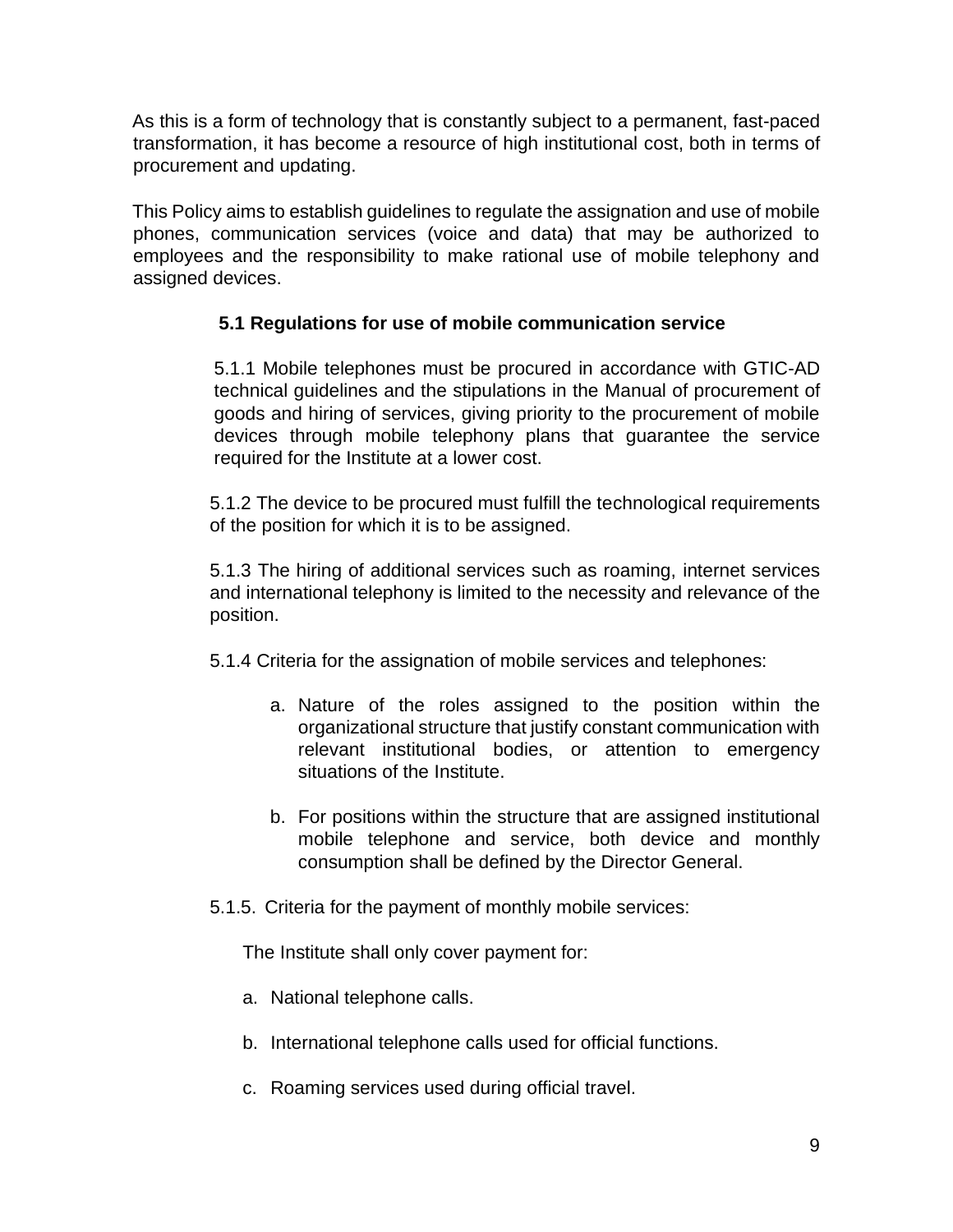As this is a form of technology that is constantly subject to a permanent, fast-paced transformation, it has become a resource of high institutional cost, both in terms of procurement and updating.

This Policy aims to establish guidelines to regulate the assignation and use of mobile phones, communication services (voice and data) that may be authorized to employees and the responsibility to make rational use of mobile telephony and assigned devices.

### 5.1 Regulations for use of mobile communication service

5.1.1 Mobile telephones must be procured in accordance with GTIC-AD technical guidelines and the stipulations in the Manual of procurement of goods and hiring of services, giving priority to the procurement of mobile devices through mobile telephony plans that guarantee the service required for the Institute at a lower cost.

5.1.2 The device to be procured must fulfill the technological requirements of the position for which it is to be assigned.

5.1.3 The hiring of additional services such as roaming, internet services and international telephony is limited to the necessity and relevance of the position.

5.1.4 Criteria for the assignation of mobile services and telephones:

a. Nature of the roles assigned to the position within the organizational structure that justify constant communication with relevant institutional bodies, or attention to emergency situations of the Institute.

b. For positions within the structure that are assigned institutional mobile telephone and service, both device and monthly consumption shall be defined by the Director General.

5.1.5. Criteria for the payment of monthly mobile services:

The Institute shall only cover payment for:

a. National telephone calls.

b. International telephone calls used for official functions.

c. Roaming services used during official travel.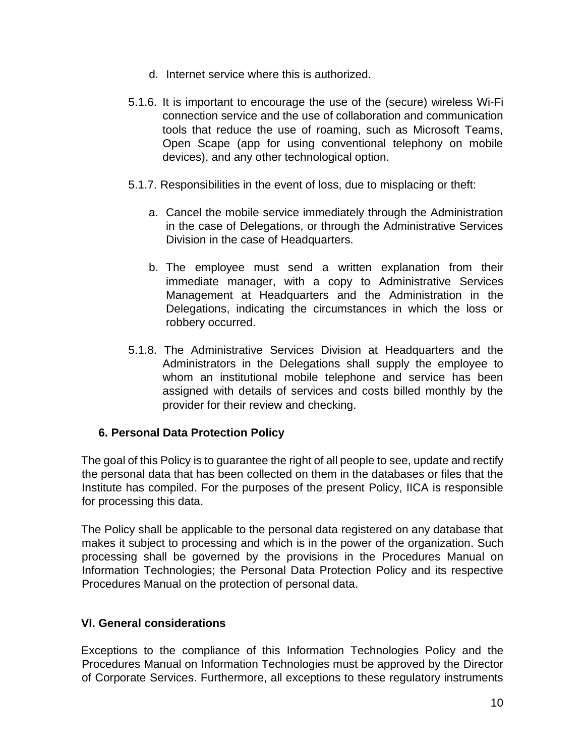d. Internet service where this is authorized.

5.1.6. It is important to encourage the use of the (secure) wireless Wi-Fi connection service and the use of collaboration and communication tools that reduce the use of roaming, such as Microsoft Teams, Open Scape (app for using conventional telephony on mobile devices), and any other technological option.

5.1.7. Responsibilities in the event of loss, due to misplacing or theft:

a. Cancel the mobile service immediately through the Administration in the case of Delegations, or through the Administrative Services Division in the case of Headquarters.

b. The employee must send a written explanation from their immediate manager, with a copy to Administrative Services Management at Headquarters and the Administration in the Delegations, indicating the circumstances in which the loss or robbery occurred.

5.1.8. The Administrative Services Division at Headquarters and the Administrators in the Delegations shall supply the employee to whom an institutional mobile telephone and service has been assigned with details of services and costs billed monthly by the provider for their review and checking.

### 6. Personal Data Protection Policy

The goal of this Policy is to guarantee the right of all people to see, update and rectify the personal data that has been collected on them in the databases or files that the Institute has compiled. For the purposes of the present Policy, IICA is responsible for processing this data.

The Policy shall be applicable to the personal data registered on any database that makes it subject to processing and which is in the power of the organization. Such processing shall be governed by the provisions in the Procedures Manual on Information Technologies; the Personal Data Protection Policy and its respective Procedures Manual on the protection of personal data.

## VI. General considerations

Exceptions to the compliance of this Information Technologies Policy and the Procedures Manual on Information Technologies must be approved by the Director of Corporate Services. Furthermore, all exceptions to these regulatory instruments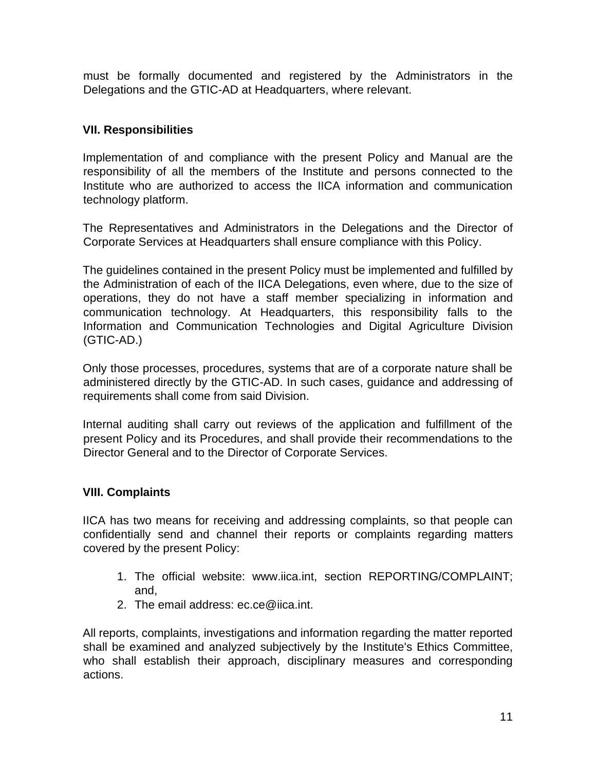must be formally documented and registered by the Administrators in the Delegations and the GTIC-AD at Headquarters, where relevant.

## VII. Responsibilities

Implementation of and compliance with the present Policy and Manual are the responsibility of all the members of the Institute and persons connected to the Institute who are authorized to access the IICA information and communication technology platform.

The Representatives and Administrators in the Delegations and the Director of Corporate Services at Headquarters shall ensure compliance with this Policy.

The guidelines contained in the present Policy must be implemented and fulfilled by the Administration of each of the IICA Delegations, even where, due to the size of operations, they do not have a staff member specializing in information and communication technology. At Headquarters, this responsibility falls to the Information and Communication Technologies and Digital Agriculture Division (GTIC-AD.)

Only those processes, procedures, systems that are of a corporate nature shall be administered directly by the GTIC-AD. In such cases, guidance and addressing of requirements shall come from said Division.

Internal auditing shall carry out reviews of the application and fulfillment of the present Policy and its Procedures, and shall provide their recommendations to the Director General and to the Director of Corporate Services.

## VIII. Complaints

IICA has two means for receiving and addressing complaints, so that people can confidentially send and channel their reports or complaints regarding matters covered by the present Policy:

1. The official website: www.iica.int, section REPORTING/COMPLAINT; and,
2. The email address: ec.ce@iica.int.

All reports, complaints, investigations and information regarding the matter reported shall be examined and analyzed subjectively by the Institute's Ethics Committee, who shall establish their approach, disciplinary measures and corresponding actions.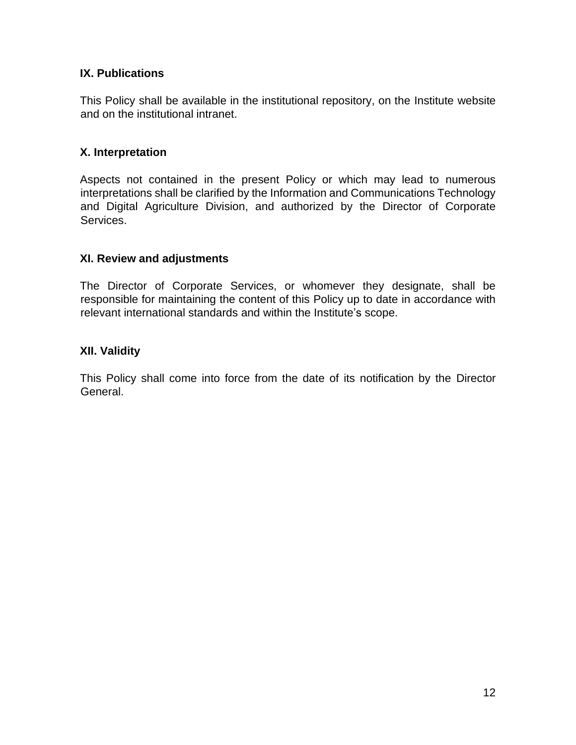## IX. Publications

This Policy shall be available in the institutional repository, on the Institute website and on the institutional intranet.

## X. Interpretation

Aspects not contained in the present Policy or which may lead to numerous interpretations shall be clarified by the Information and Communications Technology and Digital Agriculture Division, and authorized by the Director of Corporate Services.

## XI. Review and adjustments

The Director of Corporate Services, or whomever they designate, shall be responsible for maintaining the content of this Policy up to date in accordance with relevant international standards and within the Institute's scope.

## XII. Validity

This Policy shall come into force from the date of its notification by the Director General.